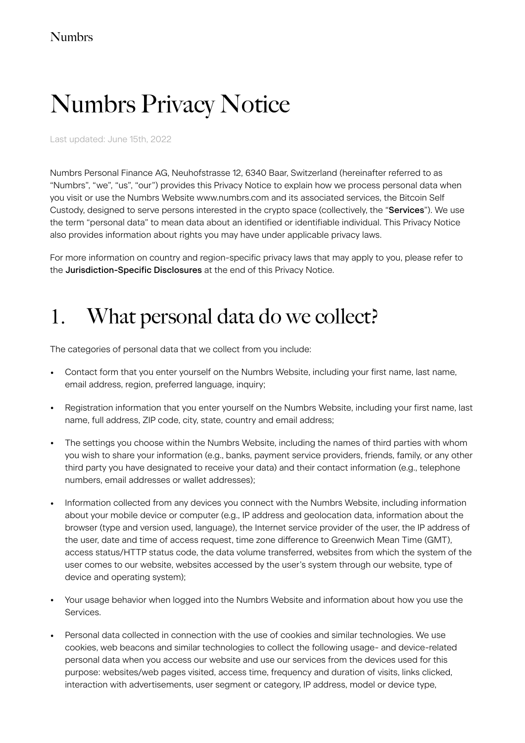# Numbrs Privacy Notice

Last updated: June 15th, 2022

Numbrs Personal Finance AG, Neuhofstrasse 12, 6340 Baar, Switzerland (hereinafter referred to as "Numbrs", "we", "us", "our") provides this Privacy Notice to explain how we process personal data when you visit or use the Numbrs Website www.numbrs.com and its associated services, the Bitcoin Self Custody, designed to serve persons interested in the crypto space (collectively, the "**Services**"). We use the term "personal data" to mean data about an identified or identifiable individual. This Privacy Notice also provides information about rights you may have under applicable privacy laws.

For more information on country and region-specific privacy laws that may apply to you, please refer to the **Jurisdiction-Specific Disclosures** at the end of this Privacy Notice.

## 1. What personal data do we collect?

The categories of personal data that we collect from you include:

- Contact form that you enter yourself on the Numbrs Website, including your first name, last name, email address, region, preferred language, inquiry;
- Registration information that you enter yourself on the Numbrs Website, including your first name, last name, full address, ZIP code, city, state, country and email address;
- The settings you choose within the Numbrs Website, including the names of third parties with whom you wish to share your information (e.g., banks, payment service providers, friends, family, or any other third party you have designated to receive your data) and their contact information (e.g., telephone numbers, email addresses or wallet addresses);
- Information collected from any devices you connect with the Numbrs Website, including information about your mobile device or computer (e.g., IP address and geolocation data, information about the browser (type and version used, language), the Internet service provider of the user, the IP address of the user, date and time of access request, time zone difference to Greenwich Mean Time (GMT), access status/HTTP status code, the data volume transferred, websites from which the system of the user comes to our website, websites accessed by the user's system through our website, type of device and operating system);
- Your usage behavior when logged into the Numbrs Website and information about how you use the Services.
- Personal data collected in connection with the use of cookies and similar technologies. We use cookies, web beacons and similar technologies to collect the following usage- and device-related personal data when you access our website and use our services from the devices used for this purpose: websites/web pages visited, access time, frequency and duration of visits, links clicked, interaction with advertisements, user segment or category, IP address, model or device type,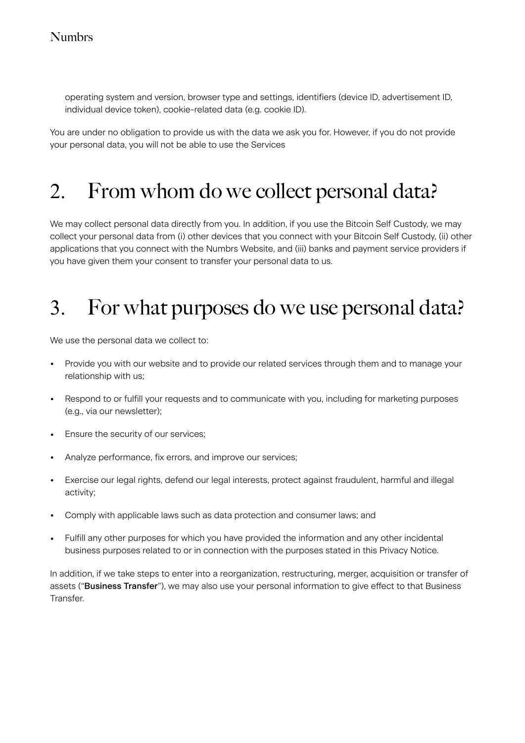operating system and version, browser type and settings, identifiers (device ID, advertisement ID, individual device token), cookie-related data (e.g. cookie ID).

You are under no obligation to provide us with the data we ask you for. However, if you do not provide your personal data, you will not be able to use the Services

# 2. From whom do we collect personal data?

We may collect personal data directly from you. In addition, if you use the Bitcoin Self Custody, we may collect your personal data from (i) other devices that you connect with your Bitcoin Self Custody, (ii) other applications that you connect with the Numbrs Website, and (iii) banks and payment service providers if you have given them your consent to transfer your personal data to us.

# 3. For what purposes do we use personal data?

We use the personal data we collect to:

- Provide you with our website and to provide our related services through them and to manage your relationship with us;
- Respond to or fulfill your requests and to communicate with you, including for marketing purposes (e.g., via our newsletter);
- Ensure the security of our services;
- Analyze performance, fix errors, and improve our services;
- Exercise our legal rights, defend our legal interests, protect against fraudulent, harmful and illegal activity;
- Comply with applicable laws such as data protection and consumer laws; and
- Fulfill any other purposes for which you have provided the information and any other incidental business purposes related to or in connection with the purposes stated in this Privacy Notice.

In addition, if we take steps to enter into a reorganization, restructuring, merger, acquisition or transfer of assets ("**Business Transfer**"), we may also use your personal information to give effect to that Business Transfer.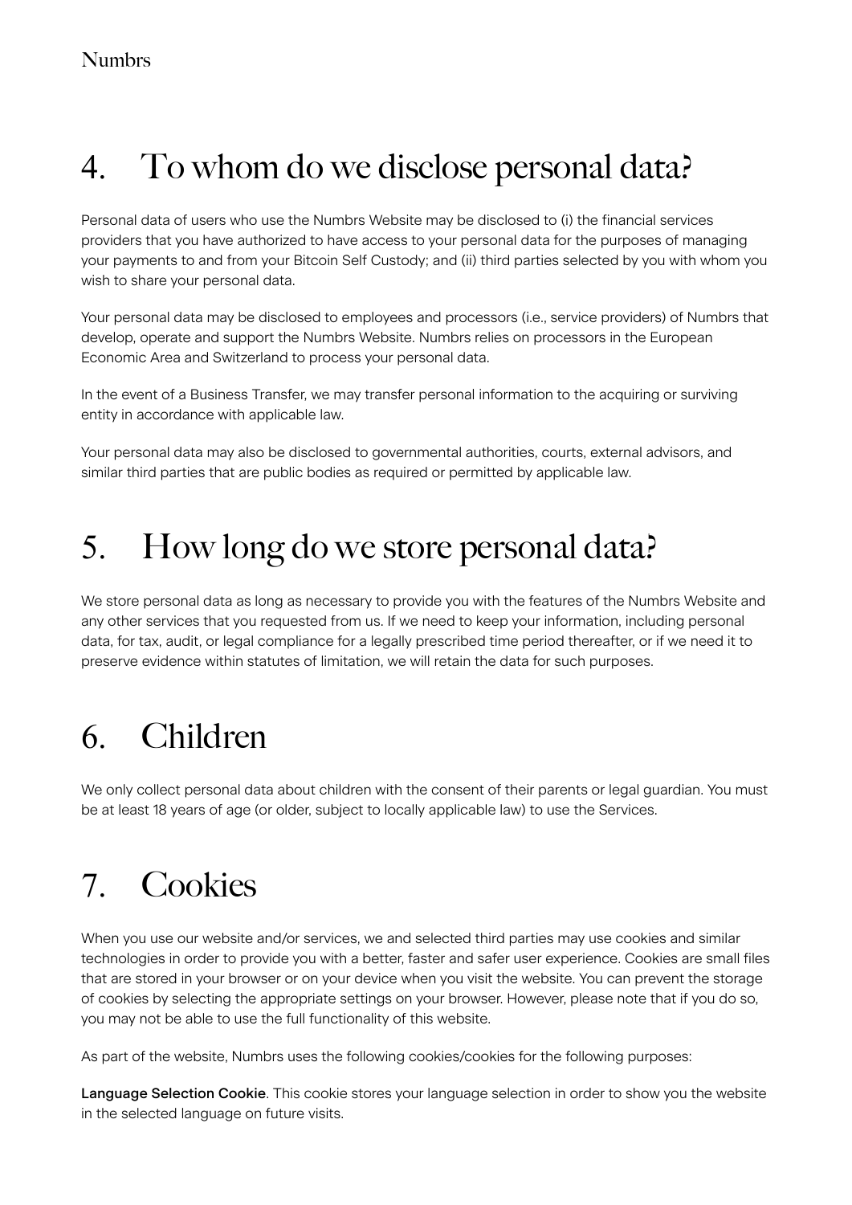# 4. To whom do we disclose personal data?

Personal data of users who use the Numbrs Website may be disclosed to (i) the financial services providers that you have authorized to have access to your personal data for the purposes of managing your payments to and from your Bitcoin Self Custody; and (ii) third parties selected by you with whom you wish to share your personal data.

Your personal data may be disclosed to employees and processors (i.e., service providers) of Numbrs that develop, operate and support the Numbrs Website. Numbrs relies on processors in the European Economic Area and Switzerland to process your personal data.

In the event of a Business Transfer, we may transfer personal information to the acquiring or surviving entity in accordance with applicable law.

Your personal data may also be disclosed to governmental authorities, courts, external advisors, and similar third parties that are public bodies as required or permitted by applicable law.

# 5. How long do we store personal data?

We store personal data as long as necessary to provide you with the features of the Numbrs Website and any other services that you requested from us. If we need to keep your information, including personal data, for tax, audit, or legal compliance for a legally prescribed time period thereafter, or if we need it to preserve evidence within statutes of limitation, we will retain the data for such purposes.

# 6. Children

We only collect personal data about children with the consent of their parents or legal guardian. You must be at least 18 years of age (or older, subject to locally applicable law) to use the Services.

# 7. Cookies

When you use our website and/or services, we and selected third parties may use cookies and similar technologies in order to provide you with a better, faster and safer user experience. Cookies are small files that are stored in your browser or on your device when you visit the website. You can prevent the storage of cookies by selecting the appropriate settings on your browser. However, please note that if you do so, you may not be able to use the full functionality of this website.

As part of the website, Numbrs uses the following cookies/cookies for the following purposes:

**Language Selection Cookie**. This cookie stores your language selection in order to show you the website in the selected language on future visits.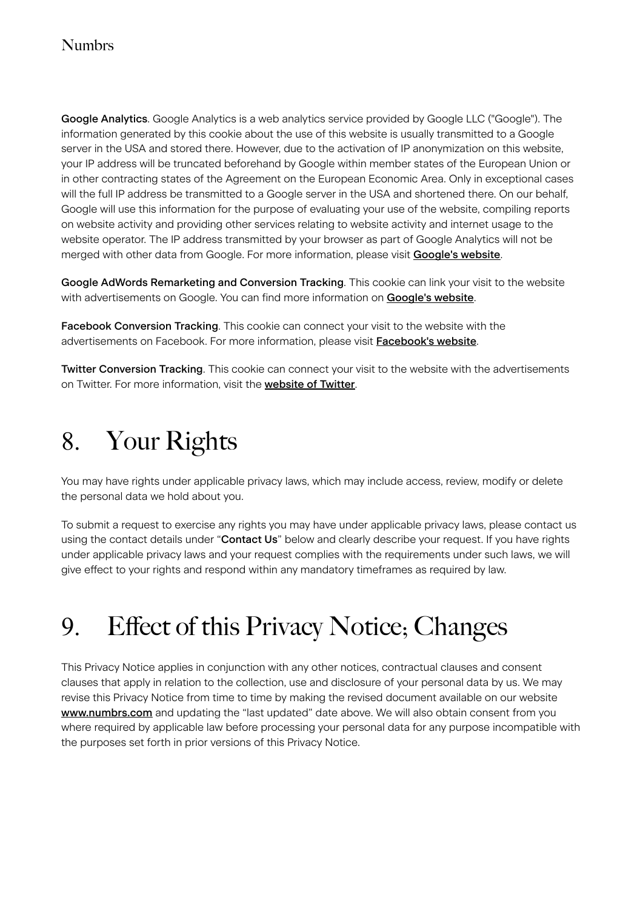**Google Analytics**. Google Analytics is a web analytics service provided by Google LLC ("Google"). The information generated by this cookie about the use of this website is usually transmitted to a Google server in the USA and stored there. However, due to the activation of IP anonymization on this website, your IP address will be truncated beforehand by Google within member states of the European Union or in other contracting states of the Agreement on the European Economic Area. Only in exceptional cases will the full IP address be transmitted to a Google server in the USA and shortened there. On our behalf, Google will use this information for the purpose of evaluating your use of the website, compiling reports on website activity and providing other services relating to website activity and internet usage to the website operator. The IP address transmitted by your browser as part of Google Analytics will not be merged with other data from Google. For more information, please visit **Google's website**.

**Google AdWords Remarketing and Conversion Tracking**. This cookie can link your visit to the website with advertisements on Google. You can find more information on **Google's website**.

**Facebook Conversion Tracking**. This cookie can connect your visit to the website with the advertisements on Facebook. For more information, please visit **Facebook's website**.

**Twitter Conversion Tracking**. This cookie can connect your visit to the website with the advertisements on Twitter. For more information, visit the **website of Twitter**.

# 8. Your Rights

You may have rights under applicable privacy laws, which may include access, review, modify or delete the personal data we hold about you.

To submit a request to exercise any rights you may have under applicable privacy laws, please contact us using the contact details under "**Contact Us**" below and clearly describe your request. If you have rights under applicable privacy laws and your request complies with the requirements under such laws, we will give effect to your rights and respond within any mandatory timeframes as required by law.

# 9. Effect of this Privacy Notice; Changes

This Privacy Notice applies in conjunction with any other notices, contractual clauses and consent clauses that apply in relation to the collection, use and disclosure of your personal data by us. We may revise this Privacy Notice from time to time by making the revised document available on our website **www.numbrs.com** and updating the "last updated" date above. We will also obtain consent from you where required by applicable law before processing your personal data for any purpose incompatible with the purposes set forth in prior versions of this Privacy Notice.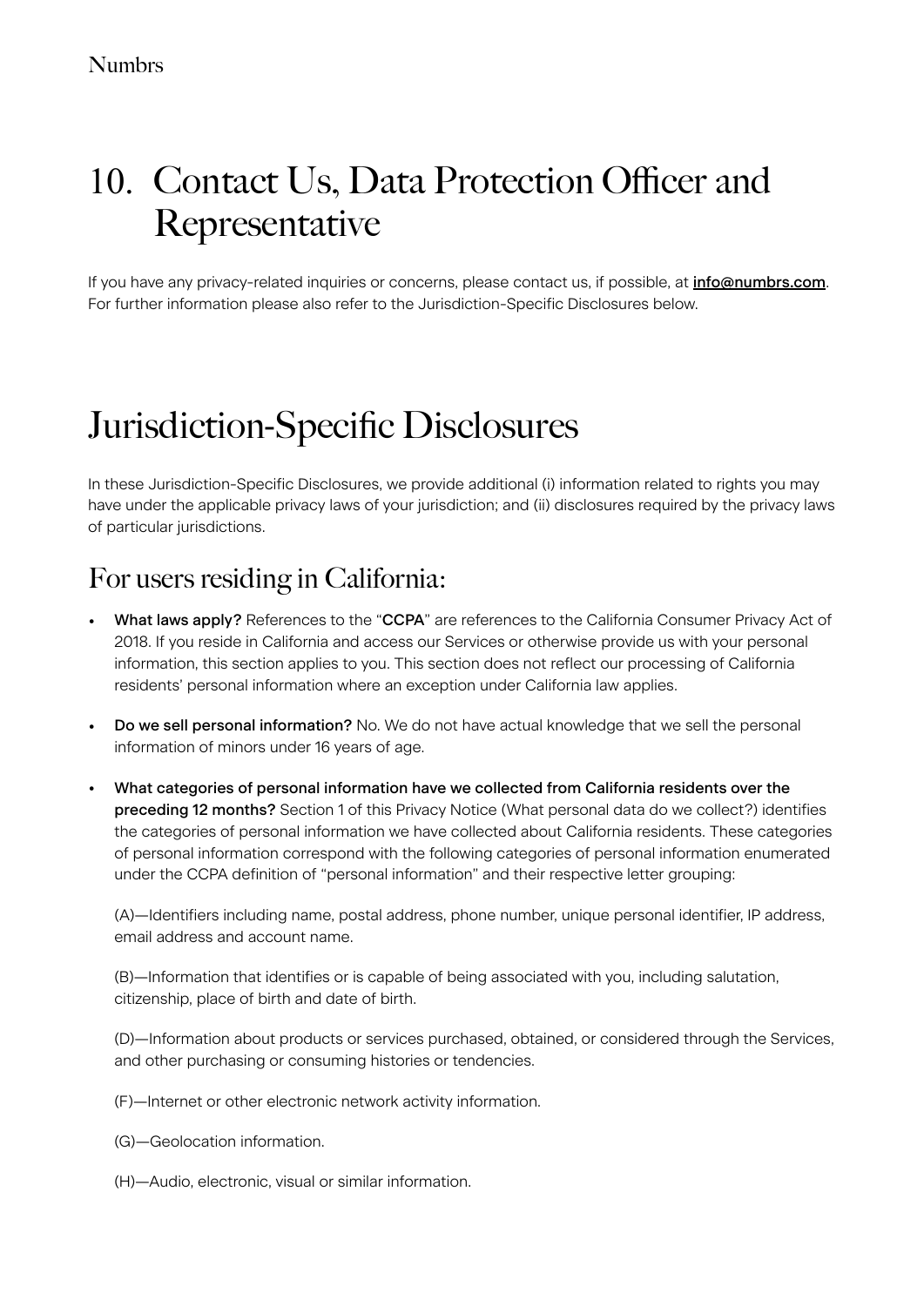# 10. Contact Us, Data Protection Officer and Representative

If you have any privacy-related inquiries or concerns, please contact us, if possible, at **info@numbrs.com**. For further information please also refer to the Jurisdiction-Specific Disclosures below.

# Jurisdiction-Specific Disclosures

In these Jurisdiction-Specific Disclosures, we provide additional (i) information related to rights you may have under the applicable privacy laws of your jurisdiction; and (ii) disclosures required by the privacy laws of particular jurisdictions.

## For users residing in California:

- **What laws apply?** References to the "**CCPA**" are references to the California Consumer Privacy Act of 2018. If you reside in California and access our Services or otherwise provide us with your personal information, this section applies to you. This section does not reflect our processing of California residents' personal information where an exception under California law applies.

- **Do we sell personal information?** No. We do not have actual knowledge that we sell the personal information of minors under 16 years of age.

- **What categories of personal information have we collected from California residents over the preceding 12 months?** Section 1 of this Privacy Notice (What personal data do we collect?) identifies the categories of personal information we have collected about California residents. These categories of personal information correspond with the following categories of personal information enumerated under the CCPA definition of "personal information" and their respective letter grouping:

  (A)—Identifiers including name, postal address, phone number, unique personal identifier, IP address, email address and account name.

  (B)—Information that identifies or is capable of being associated with you, including salutation, citizenship, place of birth and date of birth.

  (D)—Information about products or services purchased, obtained, or considered through the Services, and other purchasing or consuming histories or tendencies.

  (F)—Internet or other electronic network activity information.

  (G)—Geolocation information.

  (H)—Audio, electronic, visual or similar information.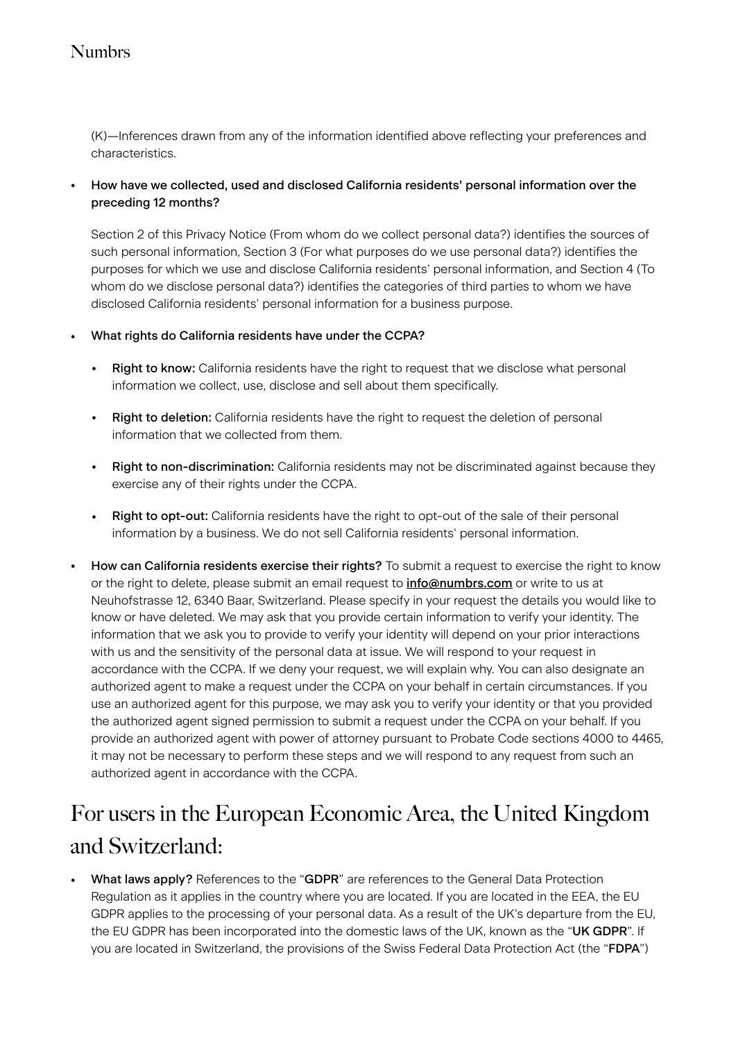(K)—Inferences drawn from any of the information identified above reflecting your preferences and characteristics.

- **How have we collected, used and disclosed California residents' personal information over the preceding 12 months?**

  Section 2 of this Privacy Notice (From whom do we collect personal data?) identifies the sources of such personal information, Section 3 (For what purposes do we use personal data?) identifies the purposes for which we use and disclose California residents' personal information, and Section 4 (To whom do we disclose personal data?) identifies the categories of third parties to whom we have disclosed California residents' personal information for a business purpose.

- **What rights do California residents have under the CCPA?**

  - **Right to know:** California residents have the right to request that we disclose what personal information we collect, use, disclose and sell about them specifically.
  - **Right to deletion:** California residents have the right to request the deletion of personal information that we collected from them.
  - **Right to non-discrimination:** California residents may not be discriminated against because they exercise any of their rights under the CCPA.
  - **Right to opt-out:** California residents have the right to opt-out of the sale of their personal information by a business. We do not sell California residents' personal information.

- **How can California residents exercise their rights?** To submit a request to exercise the right to know or the right to delete, please submit an email request to **info@numbrs.com** or write to us at Neuhofstrasse 12, 6340 Baar, Switzerland. Please specify in your request the details you would like to know or have deleted. We may ask that you provide certain information to verify your identity. The information that we ask you to provide to verify your identity will depend on your prior interactions with us and the sensitivity of the personal data at issue. We will respond to your request in accordance with the CCPA. If we deny your request, we will explain why. You can also designate an authorized agent to make a request under the CCPA on your behalf in certain circumstances. If you use an authorized agent for this purpose, we may ask you to verify your identity or that you provided the authorized agent signed permission to submit a request under the CCPA on your behalf. If you provide an authorized agent with power of attorney pursuant to Probate Code sections 4000 to 4465, it may not be necessary to perform these steps and we will respond to any request from such an authorized agent in accordance with the CCPA.

## For users in the European Economic Area, the United Kingdom and Switzerland:

- **What laws apply?** References to the "**GDPR**" are references to the General Data Protection Regulation as it applies in the country where you are located. If you are located in the EEA, the EU GDPR applies to the processing of your personal data. As a result of the UK's departure from the EU, the EU GDPR has been incorporated into the domestic laws of the UK, known as the "**UK GDPR**". If you are located in Switzerland, the provisions of the Swiss Federal Data Protection Act (the "**FDPA**")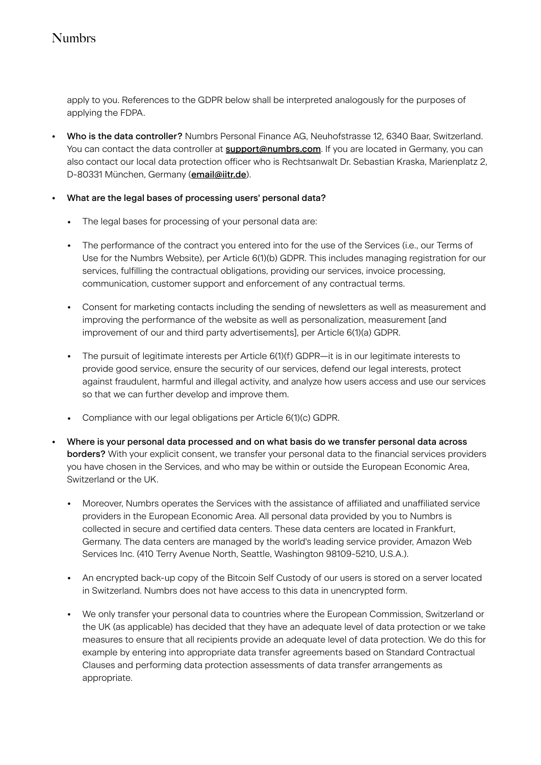apply to you. References to the GDPR below shall be interpreted analogously for the purposes of applying the FDPA.

- **Who is the data controller?** Numbrs Personal Finance AG, Neuhofstrasse 12, 6340 Baar, Switzerland. You can contact the data controller at **support@numbrs.com**. If you are located in Germany, you can also contact our local data protection officer who is Rechtsanwalt Dr. Sebastian Kraska, Marienplatz 2, D-80331 München, Germany (**email@iitr.de**).
- **What are the legal bases of processing users' personal data?**
  - The legal bases for processing of your personal data are:
  - The performance of the contract you entered into for the use of the Services (i.e., our Terms of Use for the Numbrs Website), per Article 6(1)(b) GDPR. This includes managing registration for our services, fulfilling the contractual obligations, providing our services, invoice processing, communication, customer support and enforcement of any contractual terms.
  - Consent for marketing contacts including the sending of newsletters as well as measurement and improving the performance of the website as well as personalization, measurement [and improvement of our and third party advertisements], per Article 6(1)(a) GDPR.
  - The pursuit of legitimate interests per Article 6(1)(f) GDPR—it is in our legitimate interests to provide good service, ensure the security of our services, defend our legal interests, protect against fraudulent, harmful and illegal activity, and analyze how users access and use our services so that we can further develop and improve them.
  - Compliance with our legal obligations per Article 6(1)(c) GDPR.
- **Where is your personal data processed and on what basis do we transfer personal data across borders?** With your explicit consent, we transfer your personal data to the financial services providers you have chosen in the Services, and who may be within or outside the European Economic Area, Switzerland or the UK.
  - Moreover, Numbrs operates the Services with the assistance of affiliated and unaffiliated service providers in the European Economic Area. All personal data provided by you to Numbrs is collected in secure and certified data centers. These data centers are located in Frankfurt, Germany. The data centers are managed by the world's leading service provider, Amazon Web Services Inc. (410 Terry Avenue North, Seattle, Washington 98109-5210, U.S.A.).
  - An encrypted back-up copy of the Bitcoin Self Custody of our users is stored on a server located in Switzerland. Numbrs does not have access to this data in unencrypted form.
  - We only transfer your personal data to countries where the European Commission, Switzerland or the UK (as applicable) has decided that they have an adequate level of data protection or we take measures to ensure that all recipients provide an adequate level of data protection. We do this for example by entering into appropriate data transfer agreements based on Standard Contractual Clauses and performing data protection assessments of data transfer arrangements as appropriate.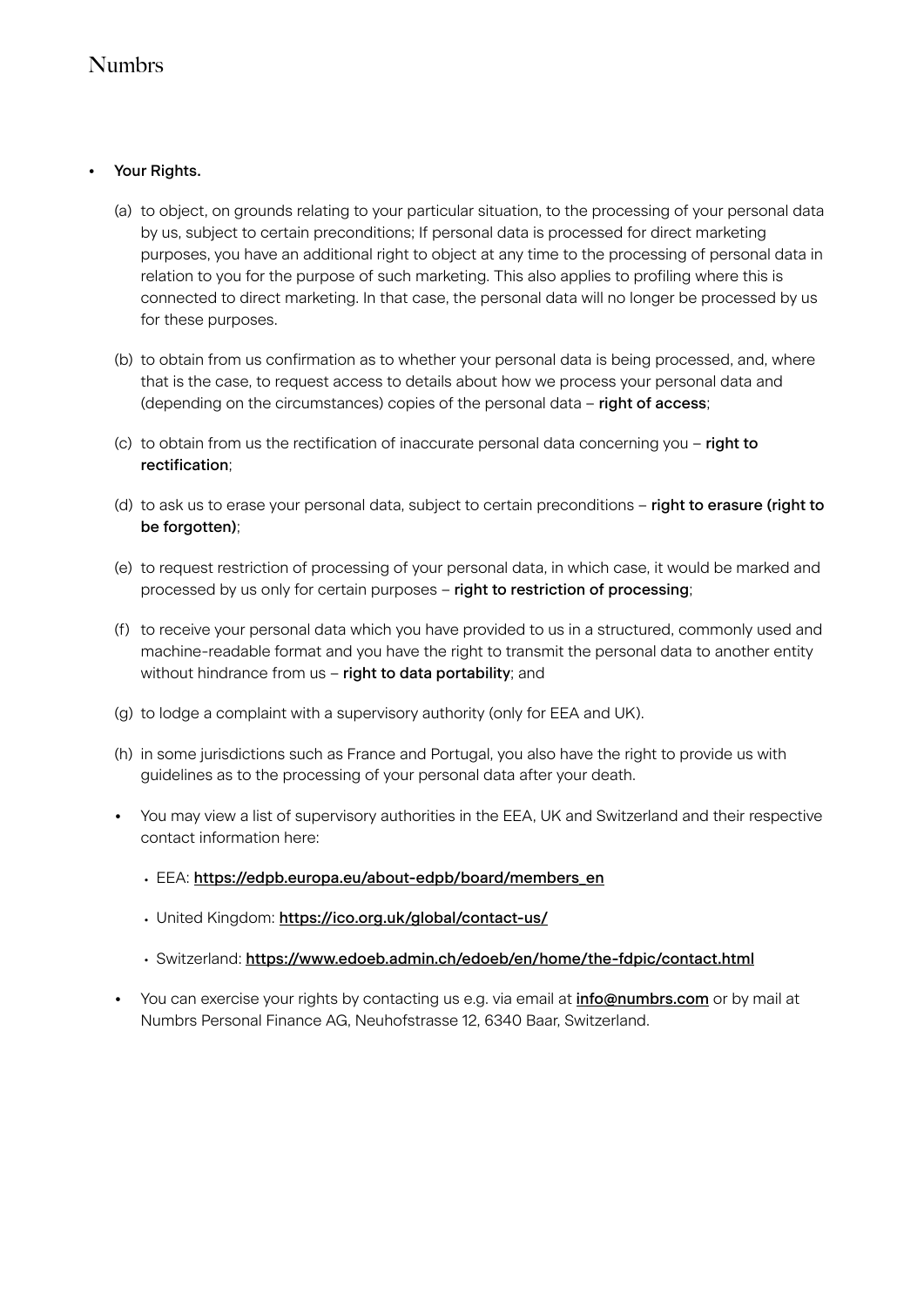- **Your Rights.**

  (a) to object, on grounds relating to your particular situation, to the processing of your personal data by us, subject to certain preconditions; If personal data is processed for direct marketing purposes, you have an additional right to object at any time to the processing of personal data in relation to you for the purpose of such marketing. This also applies to profiling where this is connected to direct marketing. In that case, the personal data will no longer be processed by us for these purposes.

  (b) to obtain from us confirmation as to whether your personal data is being processed, and, where that is the case, to request access to details about how we process your personal data and (depending on the circumstances) copies of the personal data – **right of access**;

  (c) to obtain from us the rectification of inaccurate personal data concerning you – **right to rectification**;

  (d) to ask us to erase your personal data, subject to certain preconditions – **right to erasure (right to be forgotten)**;

  (e) to request restriction of processing of your personal data, in which case, it would be marked and processed by us only for certain purposes – **right to restriction of processing**;

  (f) to receive your personal data which you have provided to us in a structured, commonly used and machine-readable format and you have the right to transmit the personal data to another entity without hindrance from us – **right to data portability**; and

  (g) to lodge a complaint with a supervisory authority (only for EEA and UK).

  (h) in some jurisdictions such as France and Portugal, you also have the right to provide us with guidelines as to the processing of your personal data after your death.

  - You may view a list of supervisory authorities in the EEA, UK and Switzerland and their respective contact information here:
    - EEA: **https://edpb.europa.eu/about-edpb/board/members_en**
    - United Kingdom: **https://ico.org.uk/global/contact-us/**
    - Switzerland: **https://www.edoeb.admin.ch/edoeb/en/home/the-fdpic/contact.html**

  - You can exercise your rights by contacting us e.g. via email at **info@numbrs.com** or by mail at Numbrs Personal Finance AG, Neuhofstrasse 12, 6340 Baar, Switzerland.